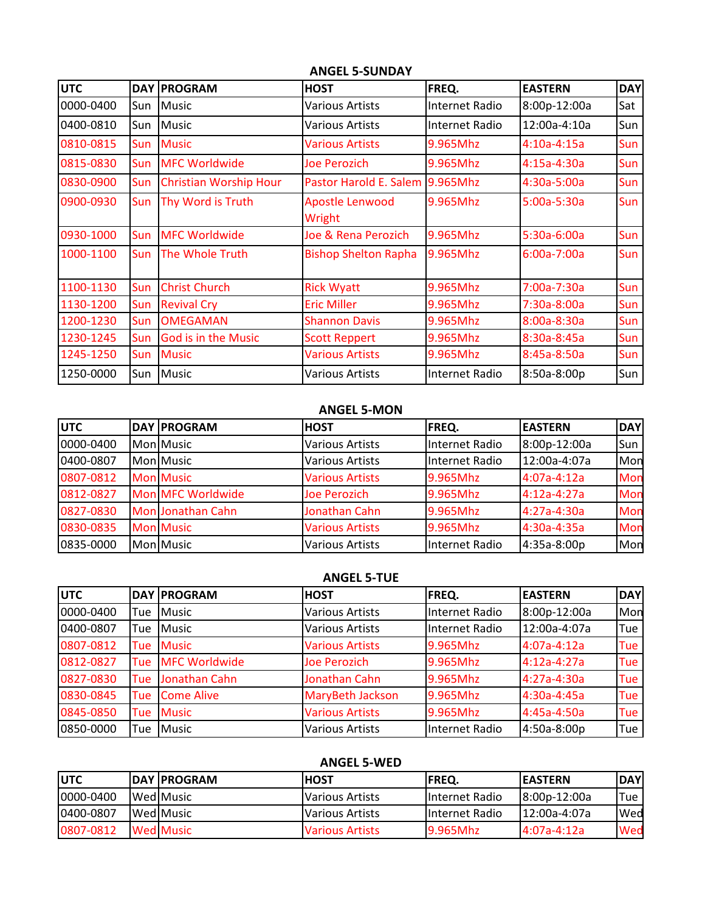### ANGEL 5-SUNDAY

| UTC | DAY | PROGRAM | HOST | FREQ. | EASTERN | DAY |
|---|---|---|---|---|---|---|
| 0000-0400 | Sun | Music | Various Artists | Internet Radio | 8:00p-12:00a | Sat |
| 0400-0810 | Sun | Music | Various Artists | Internet Radio | 12:00a-4:10a | Sun |
| 0810-0815 | Sun | Music | Various Artists | 9.965Mhz | 4:10a-4:15a | Sun |
| 0815-0830 | Sun | MFC Worldwide | Joe Perozich | 9.965Mhz | 4:15a-4:30a | Sun |
| 0830-0900 | Sun | Christian Worship Hour | Pastor Harold E. Salem | 9.965Mhz | 4:30a-5:00a | Sun |
| 0900-0930 | Sun | Thy Word is Truth | Apostle Lenwood Wright | 9.965Mhz | 5:00a-5:30a | Sun |
| 0930-1000 | Sun | MFC Worldwide | Joe & Rena Perozich | 9.965Mhz | 5:30a-6:00a | Sun |
| 1000-1100 | Sun | The Whole Truth | Bishop Shelton Rapha | 9.965Mhz | 6:00a-7:00a | Sun |
| 1100-1130 | Sun | Christ Church | Rick Wyatt | 9.965Mhz | 7:00a-7:30a | Sun |
| 1130-1200 | Sun | Revival Cry | Eric Miller | 9.965Mhz | 7:30a-8:00a | Sun |
| 1200-1230 | Sun | OMEGAMAN | Shannon Davis | 9.965Mhz | 8:00a-8:30a | Sun |
| 1230-1245 | Sun | God is in the Music | Scott Reppert | 9.965Mhz | 8:30a-8:45a | Sun |
| 1245-1250 | Sun | Music | Various Artists | 9.965Mhz | 8:45a-8:50a | Sun |
| 1250-0000 | Sun | Music | Various Artists | Internet Radio | 8:50a-8:00p | Sun |

### ANGEL 5-MON

| UTC | DAY | PROGRAM | HOST | FREQ. | EASTERN | DAY |
|---|---|---|---|---|---|---|
| 0000-0400 | Mon | Music | Various Artists | Internet Radio | 8:00p-12:00a | Sun |
| 0400-0807 | Mon | Music | Various Artists | Internet Radio | 12:00a-4:07a | Mon |
| 0807-0812 | Mon | Music | Various Artists | 9.965Mhz | 4:07a-4:12a | Mon |
| 0812-0827 | Mon | MFC Worldwide | Joe Perozich | 9.965Mhz | 4:12a-4:27a | Mon |
| 0827-0830 | Mon | Jonathan Cahn | Jonathan Cahn | 9.965Mhz | 4:27a-4:30a | Mon |
| 0830-0835 | Mon | Music | Various Artists | 9.965Mhz | 4:30a-4:35a | Mon |
| 0835-0000 | Mon | Music | Various Artists | Internet Radio | 4:35a-8:00p | Mon |

### ANGEL 5-TUE

| UTC | DAY | PROGRAM | HOST | FREQ. | EASTERN | DAY |
|---|---|---|---|---|---|---|
| 0000-0400 | Tue | Music | Various Artists | Internet Radio | 8:00p-12:00a | Mon |
| 0400-0807 | Tue | Music | Various Artists | Internet Radio | 12:00a-4:07a | Tue |
| 0807-0812 | Tue | Music | Various Artists | 9.965Mhz | 4:07a-4:12a | Tue |
| 0812-0827 | Tue | MFC Worldwide | Joe Perozich | 9.965Mhz | 4:12a-4:27a | Tue |
| 0827-0830 | Tue | Jonathan Cahn | Jonathan Cahn | 9.965Mhz | 4:27a-4:30a | Tue |
| 0830-0845 | Tue | Come Alive | MaryBeth Jackson | 9.965Mhz | 4:30a-4:45a | Tue |
| 0845-0850 | Tue | Music | Various Artists | 9.965Mhz | 4:45a-4:50a | Tue |
| 0850-0000 | Tue | Music | Various Artists | Internet Radio | 4:50a-8:00p | Tue |

### ANGEL 5-WED

| UTC | DAY | PROGRAM | HOST | FREQ. | EASTERN | DAY |
|---|---|---|---|---|---|---|
| 0000-0400 | Wed | Music | Various Artists | Internet Radio | 8:00p-12:00a | Tue |
| 0400-0807 | Wed | Music | Various Artists | Internet Radio | 12:00a-4:07a | Wed |
| 0807-0812 | Wed | Music | Various Artists | 9.965Mhz | 4:07a-4:12a | Wed |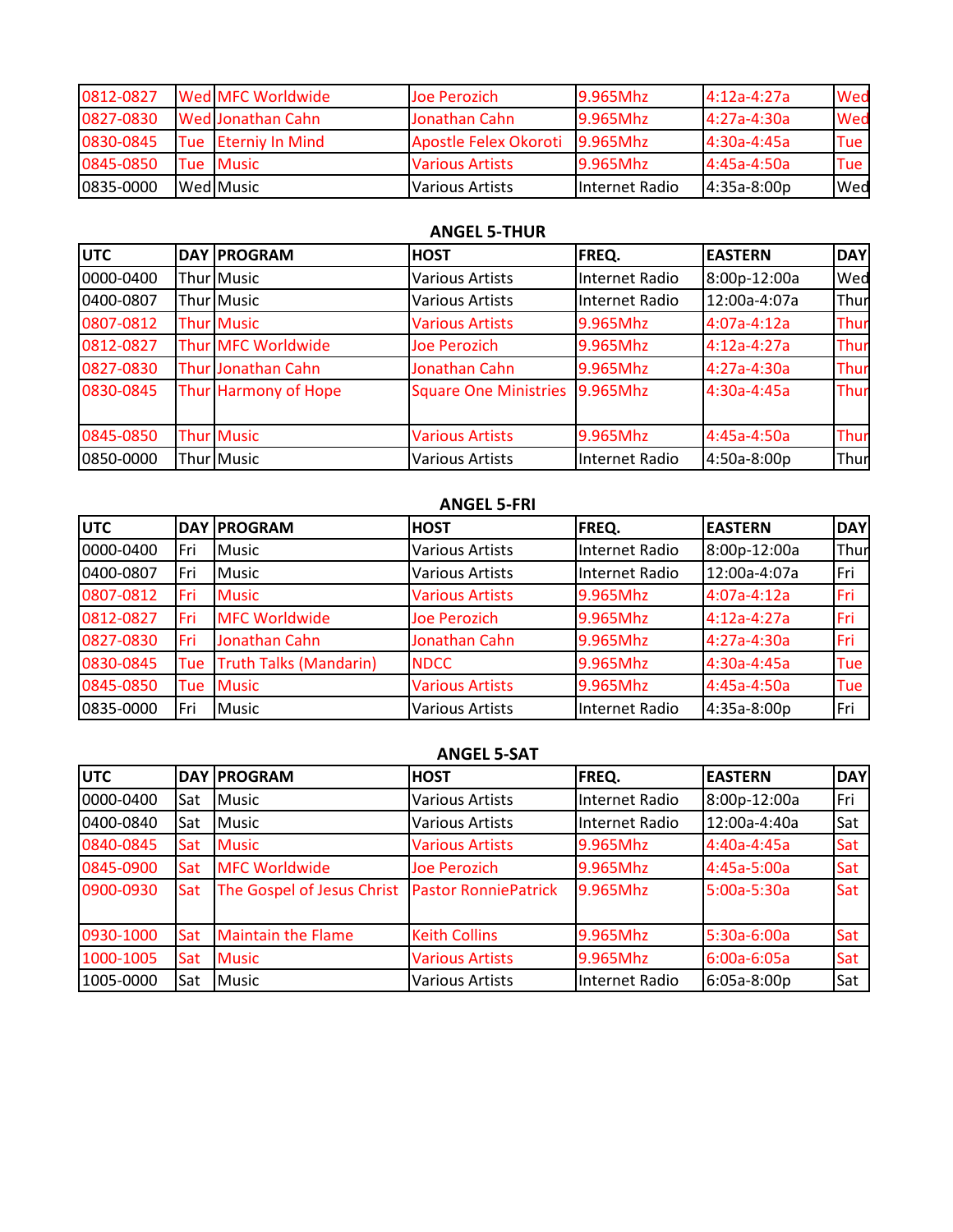| | | | | | | |
|---|---|---|---|---|---|---|
| 0812-0827 | Wed | MFC Worldwide | Joe Perozich | 9.965Mhz | 4:12a-4:27a | Wed |
| 0827-0830 | Wed | Jonathan Cahn | Jonathan Cahn | 9.965Mhz | 4:27a-4:30a | Wed |
| 0830-0845 | Tue | Eterniy In Mind | Apostle Felex Okoroti | 9.965Mhz | 4:30a-4:45a | Tue |
| 0845-0850 | Tue | Music | Various Artists | 9.965Mhz | 4:45a-4:50a | Tue |
| 0835-0000 | Wed | Music | Various Artists | Internet Radio | 4:35a-8:00p | Wed |

## ANGEL 5-THUR

| UTC | DAY | PROGRAM | HOST | FREQ. | EASTERN | DAY |
|---|---|---|---|---|---|---|
| 0000-0400 | Thur | Music | Various Artists | Internet Radio | 8:00p-12:00a | Wed |
| 0400-0807 | Thur | Music | Various Artists | Internet Radio | 12:00a-4:07a | Thur |
| 0807-0812 | Thur | Music | Various Artists | 9.965Mhz | 4:07a-4:12a | Thur |
| 0812-0827 | Thur | MFC Worldwide | Joe Perozich | 9.965Mhz | 4:12a-4:27a | Thur |
| 0827-0830 | Thur | Jonathan Cahn | Jonathan Cahn | 9.965Mhz | 4:27a-4:30a | Thur |
| 0830-0845 | Thur | Harmony of Hope | Square One Ministries | 9.965Mhz | 4:30a-4:45a | Thur |
| 0845-0850 | Thur | Music | Various Artists | 9.965Mhz | 4:45a-4:50a | Thur |
| 0850-0000 | Thur | Music | Various Artists | Internet Radio | 4:50a-8:00p | Thur |

## ANGEL 5-FRI

| UTC | DAY | PROGRAM | HOST | FREQ. | EASTERN | DAY |
|---|---|---|---|---|---|---|
| 0000-0400 | Fri | Music | Various Artists | Internet Radio | 8:00p-12:00a | Thur |
| 0400-0807 | Fri | Music | Various Artists | Internet Radio | 12:00a-4:07a | Fri |
| 0807-0812 | Fri | Music | Various Artists | 9.965Mhz | 4:07a-4:12a | Fri |
| 0812-0827 | Fri | MFC Worldwide | Joe Perozich | 9.965Mhz | 4:12a-4:27a | Fri |
| 0827-0830 | Fri | Jonathan Cahn | Jonathan Cahn | 9.965Mhz | 4:27a-4:30a | Fri |
| 0830-0845 | Tue | Truth Talks (Mandarin) | NDCC | 9.965Mhz | 4:30a-4:45a | Tue |
| 0845-0850 | Tue | Music | Various Artists | 9.965Mhz | 4:45a-4:50a | Tue |
| 0835-0000 | Fri | Music | Various Artists | Internet Radio | 4:35a-8:00p | Fri |

## ANGEL 5-SAT

| UTC | DAY | PROGRAM | HOST | FREQ. | EASTERN | DAY |
|---|---|---|---|---|---|---|
| 0000-0400 | Sat | Music | Various Artists | Internet Radio | 8:00p-12:00a | Fri |
| 0400-0840 | Sat | Music | Various Artists | Internet Radio | 12:00a-4:40a | Sat |
| 0840-0845 | Sat | Music | Various Artists | 9.965Mhz | 4:40a-4:45a | Sat |
| 0845-0900 | Sat | MFC Worldwide | Joe Perozich | 9.965Mhz | 4:45a-5:00a | Sat |
| 0900-0930 | Sat | The Gospel of Jesus Christ | Pastor RonniePatrick | 9.965Mhz | 5:00a-5:30a | Sat |
| 0930-1000 | Sat | Maintain the Flame | Keith Collins | 9.965Mhz | 5:30a-6:00a | Sat |
| 1000-1005 | Sat | Music | Various Artists | 9.965Mhz | 6:00a-6:05a | Sat |
| 1005-0000 | Sat | Music | Various Artists | Internet Radio | 6:05a-8:00p | Sat |